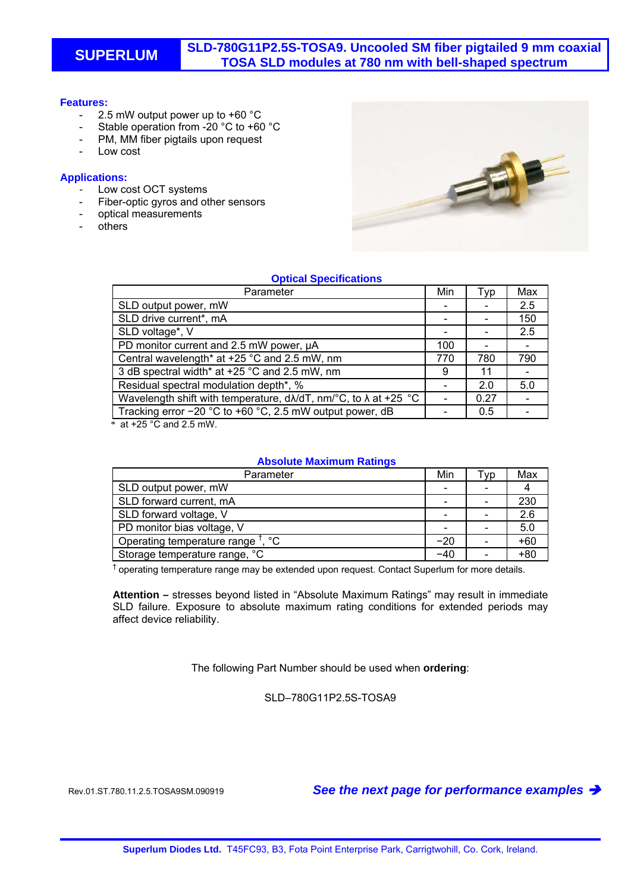# SUPERLUM

## SLD-780G11P2.5S-TOSA9. Uncooled SM fiber pigtailed 9 mm coaxial TOSA SLD modules at 780 nm with bell-shaped spectrum

**Features:**

- 2.5 mW output power up to +60 °C
- Stable operation from -20 °C to +60 °C
- PM, MM fiber pigtails upon request
- Low cost

**Applications:**

- Low cost OCT systems
- Fiber-optic gyros and other sensors
- optical measurements
- others

### Optical Specifications

| Parameter | Min | Typ | Max |
|---|---|---|---|
| SLD output power, mW | - | - | 2.5 |
| SLD drive current*, mA | - | - | 150 |
| SLD voltage*, V | - | - | 2.5 |
| PD monitor current and 2.5 mW power, µA | 100 | - | - |
| Central wavelength* at +25 °C and 2.5 mW, nm | 770 | 780 | 790 |
| 3 dB spectral width* at +25 °C and 2.5 mW, nm | 9 | 11 | - |
| Residual spectral modulation depth*, % | - | 2.0 | 5.0 |
| Wavelength shift with temperature, dλ/dT, nm/°C, to λ at +25 °C | - | 0.27 | - |
| Tracking error −20 °C to +60 °C, 2.5 mW output power, dB | - | 0.5 | - |

\* at +25 °C and 2.5 mW.

### Absolute Maximum Ratings

| Parameter | Min | Typ | Max |
|---|---|---|---|
| SLD output power, mW | - | - | 4 |
| SLD forward current, mA | - | - | 230 |
| SLD forward voltage, V | - | - | 2.6 |
| PD monitor bias voltage, V | - | - | 5.0 |
| Operating temperature range †, °C | −20 | - | +60 |
| Storage temperature range, °C | −40 | - | +80 |

† operating temperature range may be extended upon request. Contact Superlum for more details.

**Attention –** stresses beyond listed in "Absolute Maximum Ratings" may result in immediate SLD failure. Exposure to absolute maximum rating conditions for extended periods may affect device reliability.

The following Part Number should be used when **ordering**:

SLD–780G11P2.5S-TOSA9

Rev.01.ST.780.11.2.5.TOSA9SM.090919

***See the next page for performance examples*** ➔

**Superlum Diodes Ltd.** T45FC93, B3, Fota Point Enterprise Park, Carrigtwohill, Co. Cork, Ireland.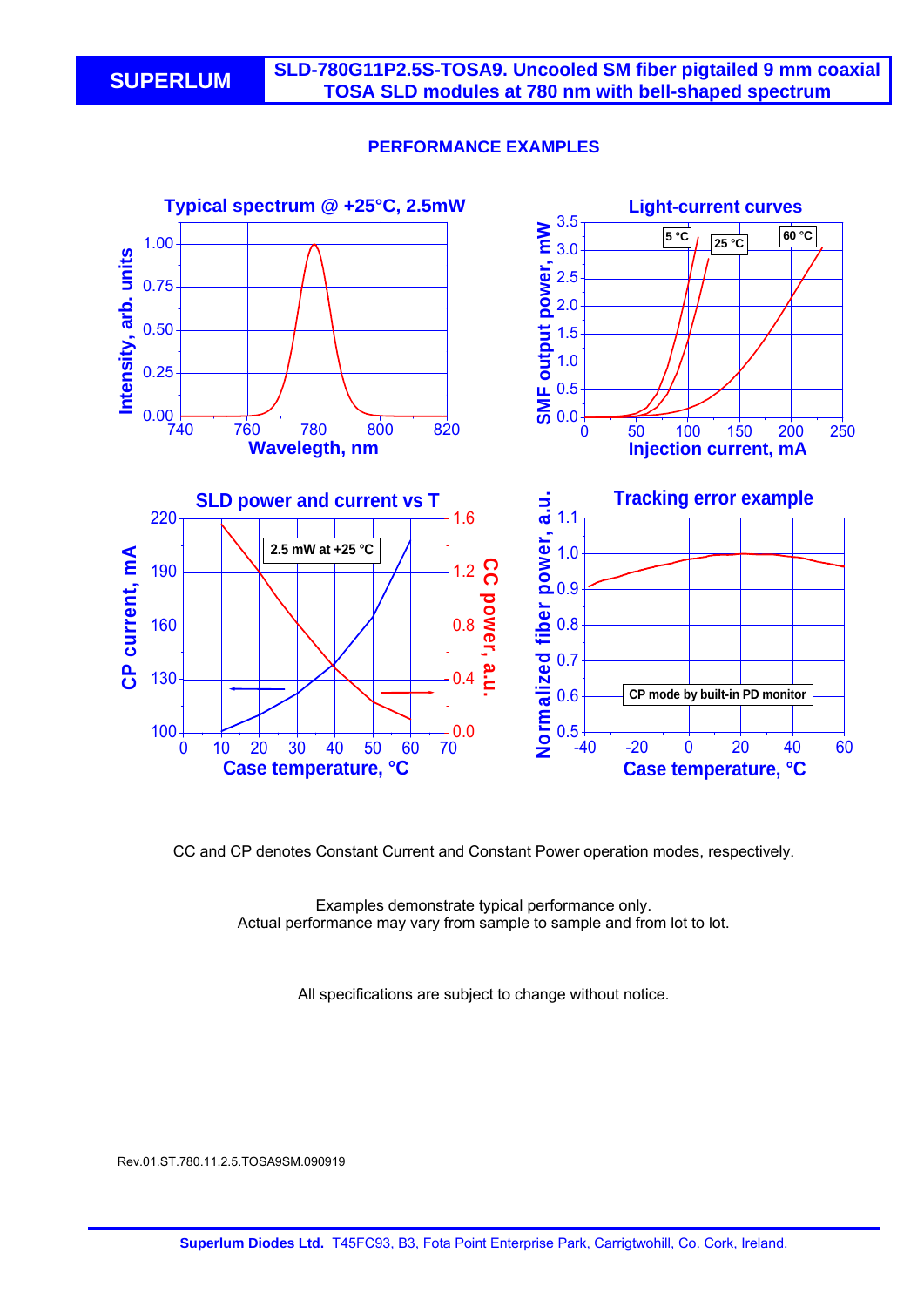SUPERLUM

**SLD-780G11P2.5S-TOSA9. Uncooled SM fiber pigtailed 9 mm coaxial TOSA SLD modules at 780 nm with bell-shaped spectrum**

## PERFORMANCE EXAMPLES

**Typical spectrum @ +25°C, 2.5mW**

Intensity, arb. units

1.00
0.75
0.50
0.25
0.00

740 760 780 800 820

Wavelegth, nm

**Light-current curves**

SMF output power, mW

3.5
3.0
2.5
2.0
1.5
1.0
0.5
0.0

0 50 100 150 200 250

Injection current, mA

5 °C
25 °C
60 °C

**SLD power and current vs T**

CP current, mA

220
190
160
130
100

CC power, a.u.

1.6
1.2
0.8
0.4
0.0

0 10 20 30 40 50 60 70

Case temperature, °C

2.5 mW at +25 °C

**Tracking error example**

Normalized fiber power, a.u.

1.1
1.0
0.9
0.8
0.7
0.6
0.5

-40 -20 0 20 40 60

Case temperature, °C

CP mode by built-in PD monitor

CC and CP denotes Constant Current and Constant Power operation modes, respectively.

Examples demonstrate typical performance only.
Actual performance may vary from sample to sample and from lot to lot.

All specifications are subject to change without notice.

Rev.01.ST.780.11.2.5.TOSA9SM.090919

**Superlum Diodes Ltd.** T45FC93, B3, Fota Point Enterprise Park, Carrigtwohill, Co. Cork, Ireland.